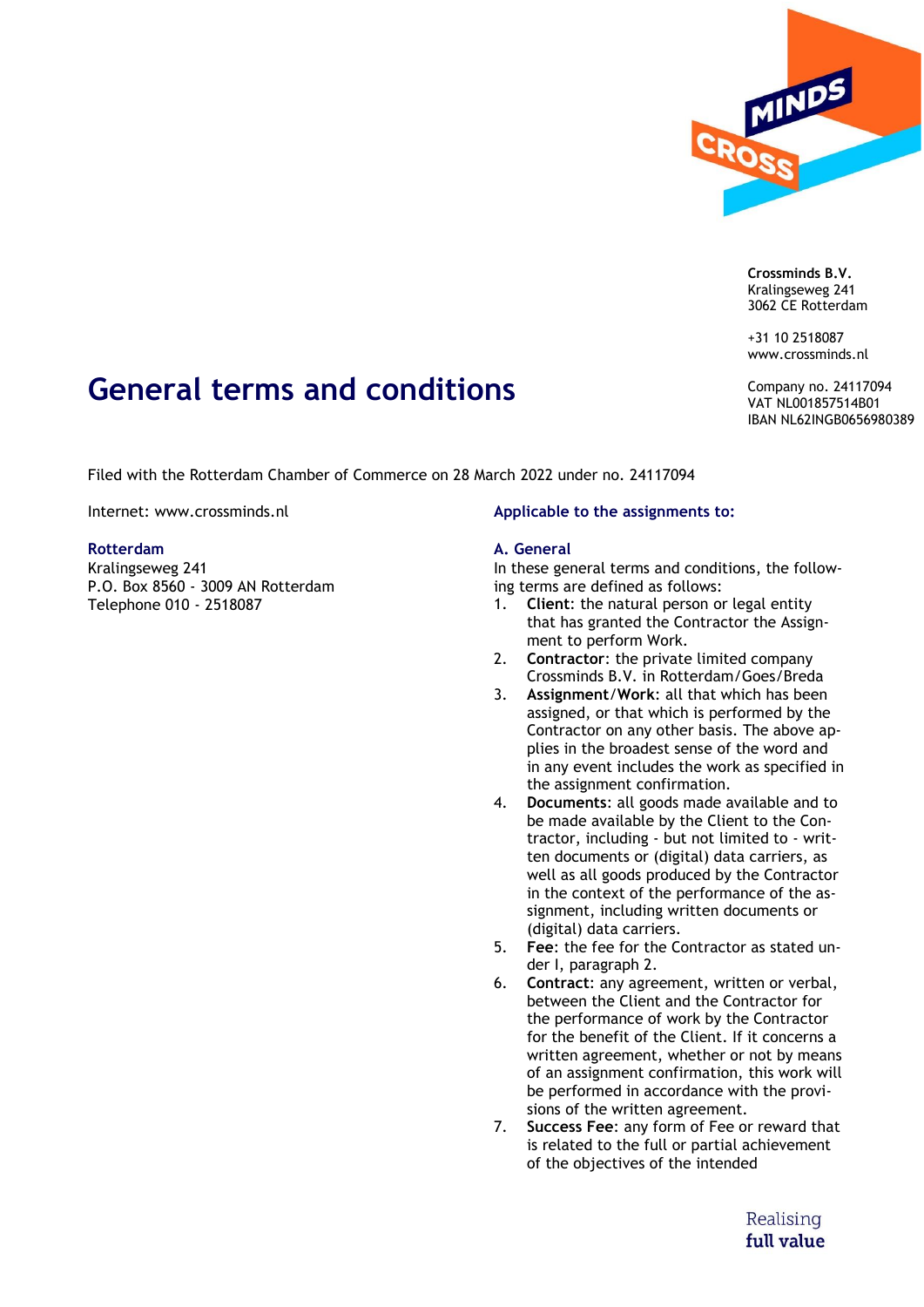Crossminds B.V.
Kralingseweg 241
3062 CE Rotterdam

+31 10 2518087
www.crossminds.nl

Company no. 24117094
VAT NL001857514B01
IBAN NL62INGB0656980389

# General terms and conditions

Filed with the Rotterdam Chamber of Commerce on 28 March 2022 under no. 24117094

Internet: www.crossminds.nl

**Rotterdam**
Kralingseweg 241
P.O. Box 8560 - 3009 AN Rotterdam
Telephone 010 - 2518087

## Applicable to the assignments to:

### A. General

In these general terms and conditions, the following terms are defined as follows:

1. **Client**: the natural person or legal entity that has granted the Contractor the Assignment to perform Work.
2. **Contractor**: the private limited company Crossminds B.V. in Rotterdam/Goes/Breda
3. **Assignment/Work**: all that which has been assigned, or that which is performed by the Contractor on any other basis. The above applies in the broadest sense of the word and in any event includes the work as specified in the assignment confirmation.
4. **Documents**: all goods made available and to be made available by the Client to the Contractor, including - but not limited to - written documents or (digital) data carriers, as well as all goods produced by the Contractor in the context of the performance of the assignment, including written documents or (digital) data carriers.
5. **Fee**: the fee for the Contractor as stated under I, paragraph 2.
6. **Contract**: any agreement, written or verbal, between the Client and the Contractor for the performance of work by the Contractor for the benefit of the Client. If it concerns a written agreement, whether or not by means of an assignment confirmation, this work will be performed in accordance with the provisions of the written agreement.
7. **Success Fee**: any form of Fee or reward that is related to the full or partial achievement of the objectives of the intended

Realising
**full value**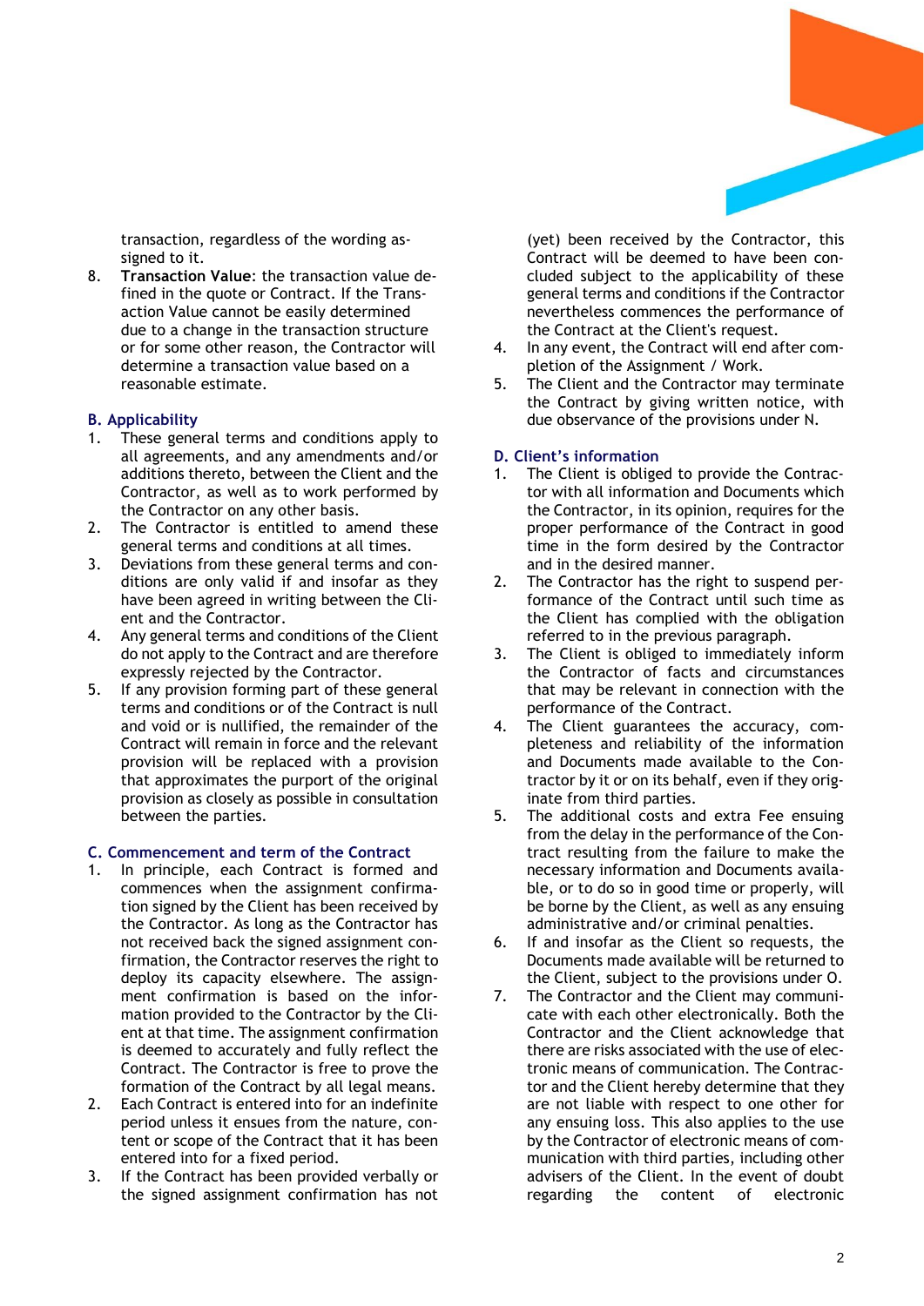transaction, regardless of the wording assigned to it.

8. **Transaction Value**: the transaction value defined in the quote or Contract. If the Transaction Value cannot be easily determined due to a change in the transaction structure or for some other reason, the Contractor will determine a transaction value based on a reasonable estimate.

## B. Applicability

1. These general terms and conditions apply to all agreements, and any amendments and/or additions thereto, between the Client and the Contractor, as well as to work performed by the Contractor on any other basis.
2. The Contractor is entitled to amend these general terms and conditions at all times.
3. Deviations from these general terms and conditions are only valid if and insofar as they have been agreed in writing between the Client and the Contractor.
4. Any general terms and conditions of the Client do not apply to the Contract and are therefore expressly rejected by the Contractor.
5. If any provision forming part of these general terms and conditions or of the Contract is null and void or is nullified, the remainder of the Contract will remain in force and the relevant provision will be replaced with a provision that approximates the purport of the original provision as closely as possible in consultation between the parties.

## C. Commencement and term of the Contract

1. In principle, each Contract is formed and commences when the assignment confirmation signed by the Client has been received by the Contractor. As long as the Contractor has not received back the signed assignment confirmation, the Contractor reserves the right to deploy its capacity elsewhere. The assignment confirmation is based on the information provided to the Contractor by the Client at that time. The assignment confirmation is deemed to accurately and fully reflect the Contract. The Contractor is free to prove the formation of the Contract by all legal means.
2. Each Contract is entered into for an indefinite period unless it ensues from the nature, content or scope of the Contract that it has been entered into for a fixed period.
3. If the Contract has been provided verbally or the signed assignment confirmation has not (yet) been received by the Contractor, this Contract will be deemed to have been concluded subject to the applicability of these general terms and conditions if the Contractor nevertheless commences the performance of the Contract at the Client's request.
4. In any event, the Contract will end after completion of the Assignment / Work.
5. The Client and the Contractor may terminate the Contract by giving written notice, with due observance of the provisions under N.

## D. Client's information

1. The Client is obliged to provide the Contractor with all information and Documents which the Contractor, in its opinion, requires for the proper performance of the Contract in good time in the form desired by the Contractor and in the desired manner.
2. The Contractor has the right to suspend performance of the Contract until such time as the Client has complied with the obligation referred to in the previous paragraph.
3. The Client is obliged to immediately inform the Contractor of facts and circumstances that may be relevant in connection with the performance of the Contract.
4. The Client guarantees the accuracy, completeness and reliability of the information and Documents made available to the Contractor by it or on its behalf, even if they originate from third parties.
5. The additional costs and extra Fee ensuing from the delay in the performance of the Contract resulting from the failure to make the necessary information and Documents available, or to do so in good time or properly, will be borne by the Client, as well as any ensuing administrative and/or criminal penalties.
6. If and insofar as the Client so requests, the Documents made available will be returned to the Client, subject to the provisions under O.
7. The Contractor and the Client may communicate with each other electronically. Both the Contractor and the Client acknowledge that there are risks associated with the use of electronic means of communication. The Contractor and the Client hereby determine that they are not liable with respect to one other for any ensuing loss. This also applies to the use by the Contractor of electronic means of communication with third parties, including other advisers of the Client. In the event of doubt regarding the content of electronic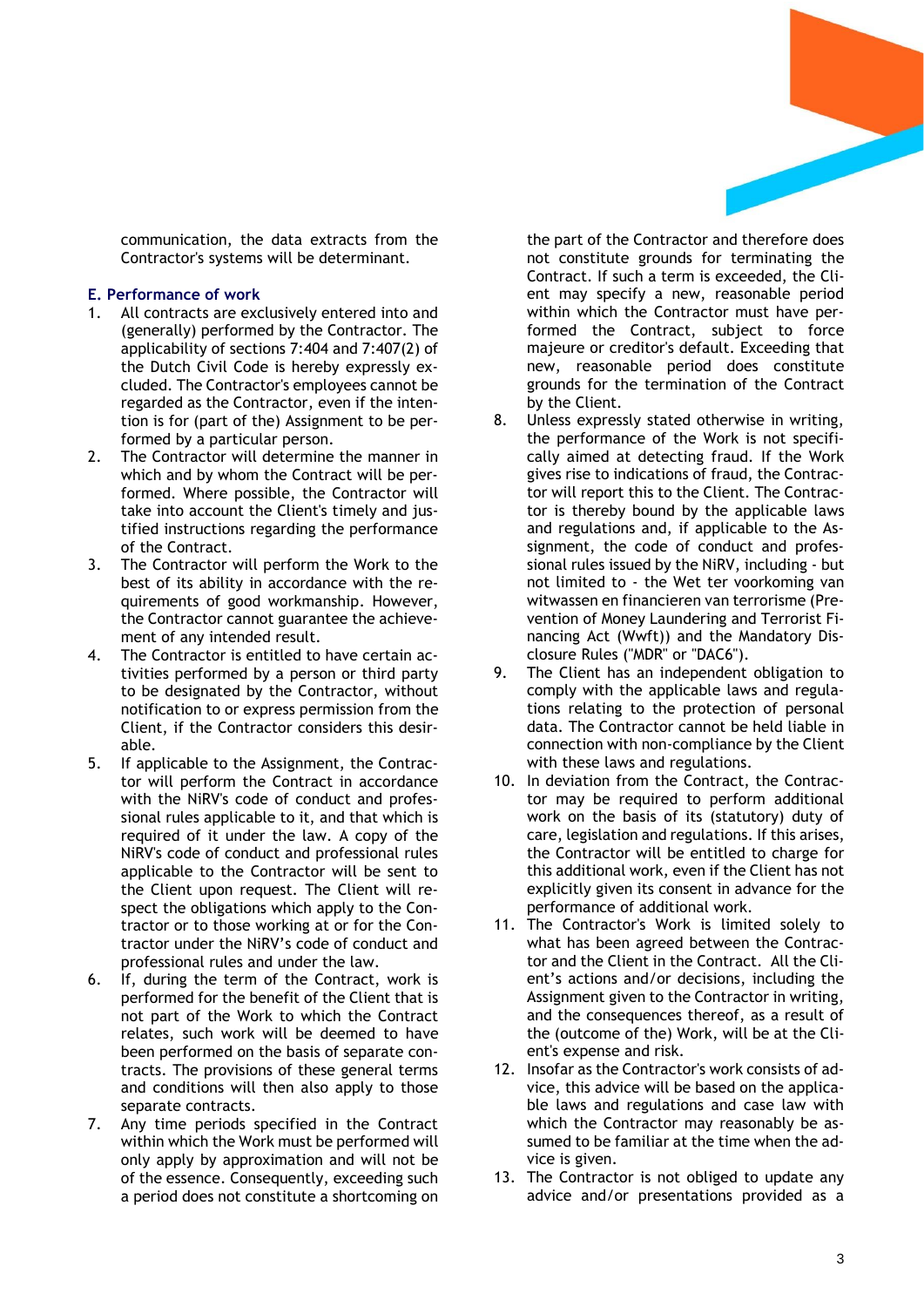communication, the data extracts from the Contractor's systems will be determinant.

## E. Performance of work

1. All contracts are exclusively entered into and (generally) performed by the Contractor. The applicability of sections 7:404 and 7:407(2) of the Dutch Civil Code is hereby expressly excluded. The Contractor's employees cannot be regarded as the Contractor, even if the intention is for (part of the) Assignment to be performed by a particular person.
2. The Contractor will determine the manner in which and by whom the Contract will be performed. Where possible, the Contractor will take into account the Client's timely and justified instructions regarding the performance of the Contract.
3. The Contractor will perform the Work to the best of its ability in accordance with the requirements of good workmanship. However, the Contractor cannot guarantee the achievement of any intended result.
4. The Contractor is entitled to have certain activities performed by a person or third party to be designated by the Contractor, without notification to or express permission from the Client, if the Contractor considers this desirable.
5. If applicable to the Assignment, the Contractor will perform the Contract in accordance with the NiRV's code of conduct and professional rules applicable to it, and that which is required of it under the law. A copy of the NiRV's code of conduct and professional rules applicable to the Contractor will be sent to the Client upon request. The Client will respect the obligations which apply to the Contractor or to those working at or for the Contractor under the NiRV's code of conduct and professional rules and under the law.
6. If, during the term of the Contract, work is performed for the benefit of the Client that is not part of the Work to which the Contract relates, such work will be deemed to have been performed on the basis of separate contracts. The provisions of these general terms and conditions will then also apply to those separate contracts.
7. Any time periods specified in the Contract within which the Work must be performed will only apply by approximation and will not be of the essence. Consequently, exceeding such a period does not constitute a shortcoming on the part of the Contractor and therefore does not constitute grounds for terminating the Contract. If such a term is exceeded, the Client may specify a new, reasonable period within which the Contractor must have performed the Contract, subject to force majeure or creditor's default. Exceeding that new, reasonable period does constitute grounds for the termination of the Contract by the Client.
8. Unless expressly stated otherwise in writing, the performance of the Work is not specifically aimed at detecting fraud. If the Work gives rise to indications of fraud, the Contractor will report this to the Client. The Contractor is thereby bound by the applicable laws and regulations and, if applicable to the Assignment, the code of conduct and professional rules issued by the NiRV, including - but not limited to - the Wet ter voorkoming van witwassen en financieren van terrorisme (Prevention of Money Laundering and Terrorist Financing Act (Wwft)) and the Mandatory Disclosure Rules ("MDR" or "DAC6").
9. The Client has an independent obligation to comply with the applicable laws and regulations relating to the protection of personal data. The Contractor cannot be held liable in connection with non-compliance by the Client with these laws and regulations.
10. In deviation from the Contract, the Contractor may be required to perform additional work on the basis of its (statutory) duty of care, legislation and regulations. If this arises, the Contractor will be entitled to charge for this additional work, even if the Client has not explicitly given its consent in advance for the performance of additional work.
11. The Contractor's Work is limited solely to what has been agreed between the Contractor and the Client in the Contract. All the Client's actions and/or decisions, including the Assignment given to the Contractor in writing, and the consequences thereof, as a result of the (outcome of the) Work, will be at the Client's expense and risk.
12. Insofar as the Contractor's work consists of advice, this advice will be based on the applicable laws and regulations and case law with which the Contractor may reasonably be assumed to be familiar at the time when the advice is given.
13. The Contractor is not obliged to update any advice and/or presentations provided as a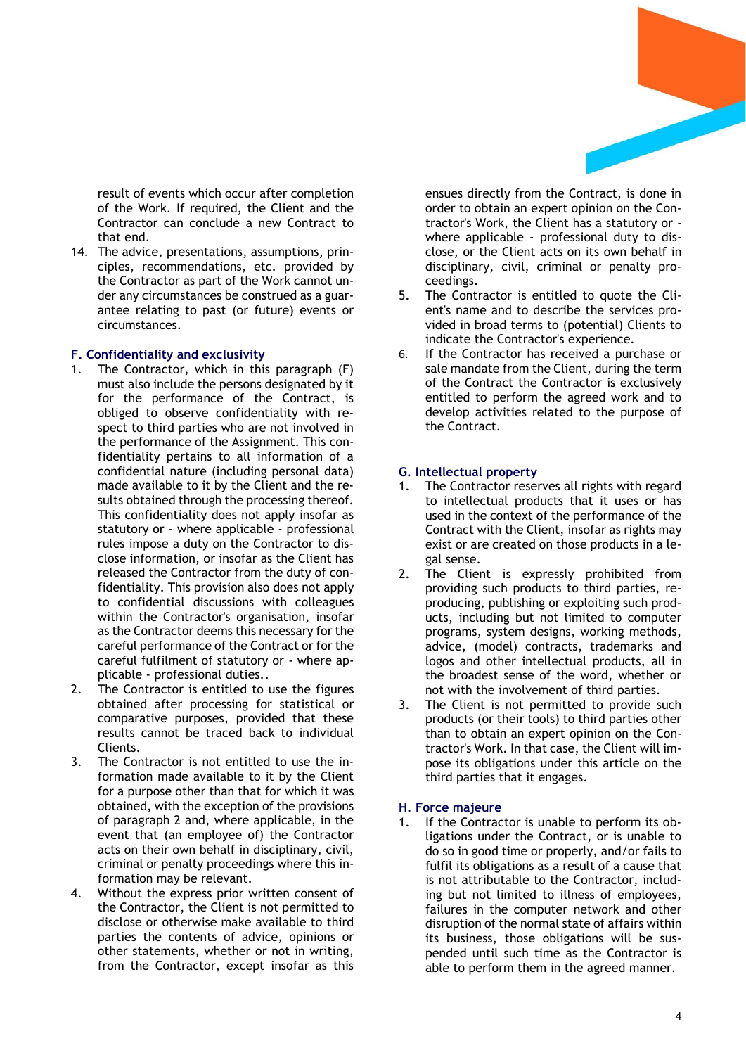result of events which occur after completion of the Work. If required, the Client and the Contractor can conclude a new Contract to that end.

14. The advice, presentations, assumptions, principles, recommendations, etc. provided by the Contractor as part of the Work cannot under any circumstances be construed as a guarantee relating to past (or future) events or circumstances.

### F. Confidentiality and exclusivity

1. The Contractor, which in this paragraph (F) must also include the persons designated by it for the performance of the Contract, is obliged to observe confidentiality with respect to third parties who are not involved in the performance of the Assignment. This confidentiality pertains to all information of a confidential nature (including personal data) made available to it by the Client and the results obtained through the processing thereof. This confidentiality does not apply insofar as statutory or - where applicable - professional rules impose a duty on the Contractor to disclose information, or insofar as the Client has released the Contractor from the duty of confidentiality. This provision also does not apply to confidential discussions with colleagues within the Contractor's organisation, insofar as the Contractor deems this necessary for the careful performance of the Contract or for the careful fulfilment of statutory or - where applicable - professional duties..
2. The Contractor is entitled to use the figures obtained after processing for statistical or comparative purposes, provided that these results cannot be traced back to individual Clients.
3. The Contractor is not entitled to use the information made available to it by the Client for a purpose other than that for which it was obtained, with the exception of the provisions of paragraph 2 and, where applicable, in the event that (an employee of) the Contractor acts on their own behalf in disciplinary, civil, criminal or penalty proceedings where this information may be relevant.
4. Without the express prior written consent of the Contractor, the Client is not permitted to disclose or otherwise make available to third parties the contents of advice, opinions or other statements, whether or not in writing, from the Contractor, except insofar as this ensues directly from the Contract, is done in order to obtain an expert opinion on the Contractor's Work, the Client has a statutory or - where applicable - professional duty to disclose, or the Client acts on its own behalf in disciplinary, civil, criminal or penalty proceedings.
5. The Contractor is entitled to quote the Client's name and to describe the services provided in broad terms to (potential) Clients to indicate the Contractor's experience.
6. If the Contractor has received a purchase or sale mandate from the Client, during the term of the Contract the Contractor is exclusively entitled to perform the agreed work and to develop activities related to the purpose of the Contract.

### G. Intellectual property

1. The Contractor reserves all rights with regard to intellectual products that it uses or has used in the context of the performance of the Contract with the Client, insofar as rights may exist or are created on those products in a legal sense.
2. The Client is expressly prohibited from providing such products to third parties, reproducing, publishing or exploiting such products, including but not limited to computer programs, system designs, working methods, advice, (model) contracts, trademarks and logos and other intellectual products, all in the broadest sense of the word, whether or not with the involvement of third parties.
3. The Client is not permitted to provide such products (or their tools) to third parties other than to obtain an expert opinion on the Contractor's Work. In that case, the Client will impose its obligations under this article on the third parties that it engages.

### H. Force majeure

1. If the Contractor is unable to perform its obligations under the Contract, or is unable to do so in good time or properly, and/or fails to fulfil its obligations as a result of a cause that is not attributable to the Contractor, including but not limited to illness of employees, failures in the computer network and other disruption of the normal state of affairs within its business, those obligations will be suspended until such time as the Contractor is able to perform them in the agreed manner.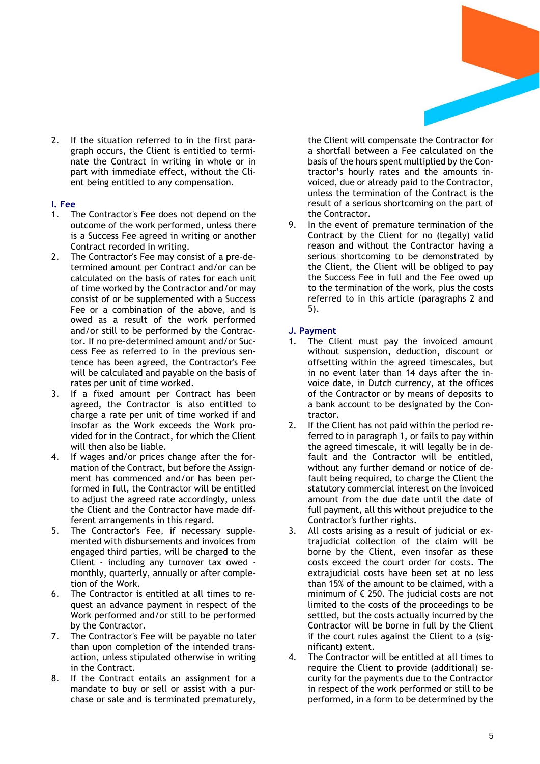2. If the situation referred to in the first paragraph occurs, the Client is entitled to terminate the Contract in writing in whole or in part with immediate effect, without the Client being entitled to any compensation.

## I. Fee

1. The Contractor's Fee does not depend on the outcome of the work performed, unless there is a Success Fee agreed in writing or another Contract recorded in writing.
2. The Contractor's Fee may consist of a pre-determined amount per Contract and/or can be calculated on the basis of rates for each unit of time worked by the Contractor and/or may consist of or be supplemented with a Success Fee or a combination of the above, and is owed as a result of the work performed and/or still to be performed by the Contractor. If no pre-determined amount and/or Success Fee as referred to in the previous sentence has been agreed, the Contractor's Fee will be calculated and payable on the basis of rates per unit of time worked.
3. If a fixed amount per Contract has been agreed, the Contractor is also entitled to charge a rate per unit of time worked if and insofar as the Work exceeds the Work provided for in the Contract, for which the Client will then also be liable.
4. If wages and/or prices change after the formation of the Contract, but before the Assignment has commenced and/or has been performed in full, the Contractor will be entitled to adjust the agreed rate accordingly, unless the Client and the Contractor have made different arrangements in this regard.
5. The Contractor's Fee, if necessary supplemented with disbursements and invoices from engaged third parties, will be charged to the Client - including any turnover tax owed - monthly, quarterly, annually or after completion of the Work.
6. The Contractor is entitled at all times to request an advance payment in respect of the Work performed and/or still to be performed by the Contractor.
7. The Contractor's Fee will be payable no later than upon completion of the intended transaction, unless stipulated otherwise in writing in the Contract.
8. If the Contract entails an assignment for a mandate to buy or sell or assist with a purchase or sale and is terminated prematurely, the Client will compensate the Contractor for a shortfall between a Fee calculated on the basis of the hours spent multiplied by the Contractor's hourly rates and the amounts invoiced, due or already paid to the Contractor, unless the termination of the Contract is the result of a serious shortcoming on the part of the Contractor.
9. In the event of premature termination of the Contract by the Client for no (legally) valid reason and without the Contractor having a serious shortcoming to be demonstrated by the Client, the Client will be obliged to pay the Success Fee in full and the Fee owed up to the termination of the work, plus the costs referred to in this article (paragraphs 2 and 5).

## J. Payment

1. The Client must pay the invoiced amount without suspension, deduction, discount or offsetting within the agreed timescales, but in no event later than 14 days after the invoice date, in Dutch currency, at the offices of the Contractor or by means of deposits to a bank account to be designated by the Contractor.
2. If the Client has not paid within the period referred to in paragraph 1, or fails to pay within the agreed timescale, it will legally be in default and the Contractor will be entitled, without any further demand or notice of default being required, to charge the Client the statutory commercial interest on the invoiced amount from the due date until the date of full payment, all this without prejudice to the Contractor's further rights.
3. All costs arising as a result of judicial or extrajudicial collection of the claim will be borne by the Client, even insofar as these costs exceed the court order for costs. The extrajudicial costs have been set at no less than 15% of the amount to be claimed, with a minimum of € 250. The judicial costs are not limited to the costs of the proceedings to be settled, but the costs actually incurred by the Contractor will be borne in full by the Client if the court rules against the Client to a (significant) extent.
4. The Contractor will be entitled at all times to require the Client to provide (additional) security for the payments due to the Contractor in respect of the work performed or still to be performed, in a form to be determined by the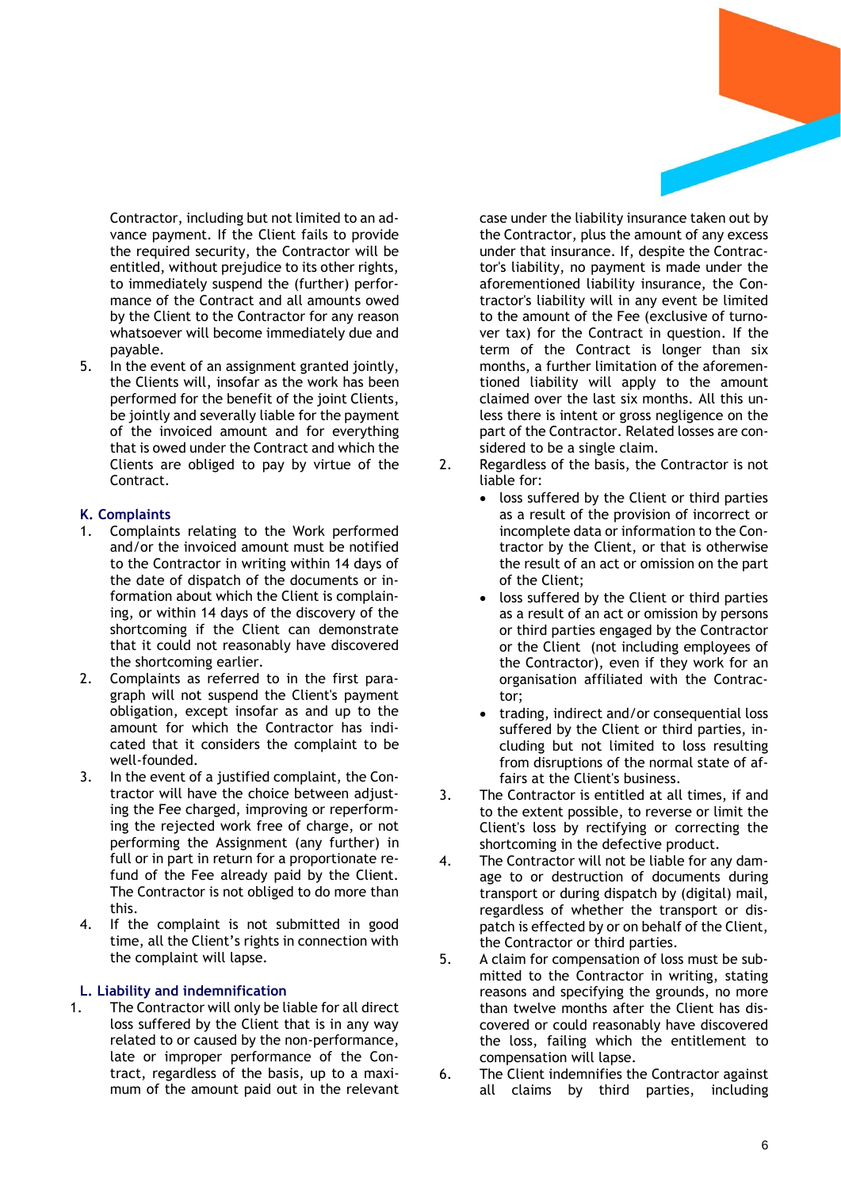Contractor, including but not limited to an advance payment. If the Client fails to provide the required security, the Contractor will be entitled, without prejudice to its other rights, to immediately suspend the (further) performance of the Contract and all amounts owed by the Client to the Contractor for any reason whatsoever will become immediately due and payable.

5. In the event of an assignment granted jointly, the Clients will, insofar as the work has been performed for the benefit of the joint Clients, be jointly and severally liable for the payment of the invoiced amount and for everything that is owed under the Contract and which the Clients are obliged to pay by virtue of the Contract.

## K. Complaints

1. Complaints relating to the Work performed and/or the invoiced amount must be notified to the Contractor in writing within 14 days of the date of dispatch of the documents or information about which the Client is complaining, or within 14 days of the discovery of the shortcoming if the Client can demonstrate that it could not reasonably have discovered the shortcoming earlier.
2. Complaints as referred to in the first paragraph will not suspend the Client's payment obligation, except insofar as and up to the amount for which the Contractor has indicated that it considers the complaint to be well-founded.
3. In the event of a justified complaint, the Contractor will have the choice between adjusting the Fee charged, improving or reperforming the rejected work free of charge, or not performing the Assignment (any further) in full or in part in return for a proportionate refund of the Fee already paid by the Client. The Contractor is not obliged to do more than this.
4. If the complaint is not submitted in good time, all the Client's rights in connection with the complaint will lapse.

## L. Liability and indemnification

1. The Contractor will only be liable for all direct loss suffered by the Client that is in any way related to or caused by the non-performance, late or improper performance of the Contract, regardless of the basis, up to a maximum of the amount paid out in the relevant case under the liability insurance taken out by the Contractor, plus the amount of any excess under that insurance. If, despite the Contractor's liability, no payment is made under the aforementioned liability insurance, the Contractor's liability will in any event be limited to the amount of the Fee (exclusive of turnover tax) for the Contract in question. If the term of the Contract is longer than six months, a further limitation of the aforementioned liability will apply to the amount claimed over the last six months. All this unless there is intent or gross negligence on the part of the Contractor. Related losses are considered to be a single claim.
2. Regardless of the basis, the Contractor is not liable for:
   - loss suffered by the Client or third parties as a result of the provision of incorrect or incomplete data or information to the Contractor by the Client, or that is otherwise the result of an act or omission on the part of the Client;
   - loss suffered by the Client or third parties as a result of an act or omission by persons or third parties engaged by the Contractor or the Client (not including employees of the Contractor), even if they work for an organisation affiliated with the Contractor;
   - trading, indirect and/or consequential loss suffered by the Client or third parties, including but not limited to loss resulting from disruptions of the normal state of affairs at the Client's business.
3. The Contractor is entitled at all times, if and to the extent possible, to reverse or limit the Client's loss by rectifying or correcting the shortcoming in the defective product.
4. The Contractor will not be liable for any damage to or destruction of documents during transport or during dispatch by (digital) mail, regardless of whether the transport or dispatch is effected by or on behalf of the Client, the Contractor or third parties.
5. A claim for compensation of loss must be submitted to the Contractor in writing, stating reasons and specifying the grounds, no more than twelve months after the Client has discovered or could reasonably have discovered the loss, failing which the entitlement to compensation will lapse.
6. The Client indemnifies the Contractor against all claims by third parties, including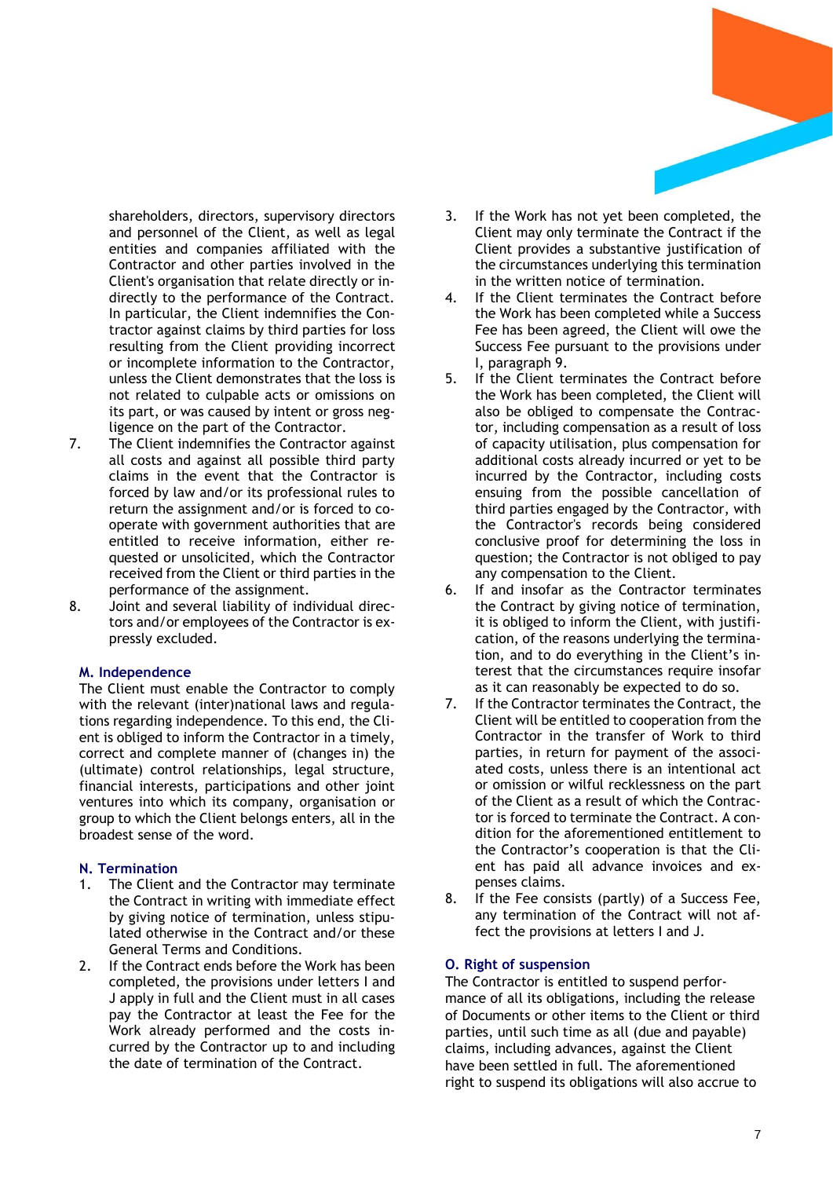shareholders, directors, supervisory directors and personnel of the Client, as well as legal entities and companies affiliated with the Contractor and other parties involved in the Client's organisation that relate directly or indirectly to the performance of the Contract. In particular, the Client indemnifies the Contractor against claims by third parties for loss resulting from the Client providing incorrect or incomplete information to the Contractor, unless the Client demonstrates that the loss is not related to culpable acts or omissions on its part, or was caused by intent or gross negligence on the part of the Contractor.

7. The Client indemnifies the Contractor against all costs and against all possible third party claims in the event that the Contractor is forced by law and/or its professional rules to return the assignment and/or is forced to cooperate with government authorities that are entitled to receive information, either requested or unsolicited, which the Contractor received from the Client or third parties in the performance of the assignment.
8. Joint and several liability of individual directors and/or employees of the Contractor is expressly excluded.

### M. Independence

The Client must enable the Contractor to comply with the relevant (inter)national laws and regulations regarding independence. To this end, the Client is obliged to inform the Contractor in a timely, correct and complete manner of (changes in) the (ultimate) control relationships, legal structure, financial interests, participations and other joint ventures into which its company, organisation or group to which the Client belongs enters, all in the broadest sense of the word.

### N. Termination

1. The Client and the Contractor may terminate the Contract in writing with immediate effect by giving notice of termination, unless stipulated otherwise in the Contract and/or these General Terms and Conditions.
2. If the Contract ends before the Work has been completed, the provisions under letters I and J apply in full and the Client must in all cases pay the Contractor at least the Fee for the Work already performed and the costs incurred by the Contractor up to and including the date of termination of the Contract.
3. If the Work has not yet been completed, the Client may only terminate the Contract if the Client provides a substantive justification of the circumstances underlying this termination in the written notice of termination.
4. If the Client terminates the Contract before the Work has been completed while a Success Fee has been agreed, the Client will owe the Success Fee pursuant to the provisions under I, paragraph 9.
5. If the Client terminates the Contract before the Work has been completed, the Client will also be obliged to compensate the Contractor, including compensation as a result of loss of capacity utilisation, plus compensation for additional costs already incurred or yet to be incurred by the Contractor, including costs ensuing from the possible cancellation of third parties engaged by the Contractor, with the Contractor's records being considered conclusive proof for determining the loss in question; the Contractor is not obliged to pay any compensation to the Client.
6. If and insofar as the Contractor terminates the Contract by giving notice of termination, it is obliged to inform the Client, with justification, of the reasons underlying the termination, and to do everything in the Client's interest that the circumstances require insofar as it can reasonably be expected to do so.
7. If the Contractor terminates the Contract, the Client will be entitled to cooperation from the Contractor in the transfer of Work to third parties, in return for payment of the associated costs, unless there is an intentional act or omission or wilful recklessness on the part of the Client as a result of which the Contractor is forced to terminate the Contract. A condition for the aforementioned entitlement to the Contractor's cooperation is that the Client has paid all advance invoices and expenses claims.
8. If the Fee consists (partly) of a Success Fee, any termination of the Contract will not affect the provisions at letters I and J.

### O. Right of suspension

The Contractor is entitled to suspend performance of all its obligations, including the release of Documents or other items to the Client or third parties, until such time as all (due and payable) claims, including advances, against the Client have been settled in full. The aforementioned right to suspend its obligations will also accrue to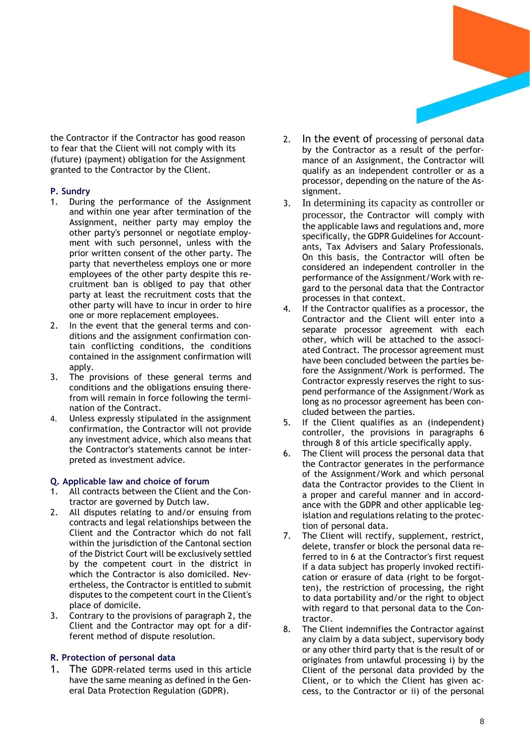the Contractor if the Contractor has good reason to fear that the Client will not comply with its (future) (payment) obligation for the Assignment granted to the Contractor by the Client.

## P. Sundry

1. During the performance of the Assignment and within one year after termination of the Assignment, neither party may employ the other party's personnel or negotiate employment with such personnel, unless with the prior written consent of the other party. The party that nevertheless employs one or more employees of the other party despite this recruitment ban is obliged to pay that other party at least the recruitment costs that the other party will have to incur in order to hire one or more replacement employees.
2. In the event that the general terms and conditions and the assignment confirmation contain conflicting conditions, the conditions contained in the assignment confirmation will apply.
3. The provisions of these general terms and conditions and the obligations ensuing therefrom will remain in force following the termination of the Contract.
4. Unless expressly stipulated in the assignment confirmation, the Contractor will not provide any investment advice, which also means that the Contractor's statements cannot be interpreted as investment advice.

## Q. Applicable law and choice of forum

1. All contracts between the Client and the Contractor are governed by Dutch law.
2. All disputes relating to and/or ensuing from contracts and legal relationships between the Client and the Contractor which do not fall within the jurisdiction of the Cantonal section of the District Court will be exclusively settled by the competent court in the district in which the Contractor is also domiciled. Nevertheless, the Contractor is entitled to submit disputes to the competent court in the Client's place of domicile.
3. Contrary to the provisions of paragraph 2, the Client and the Contractor may opt for a different method of dispute resolution.

## R. Protection of personal data

1. The GDPR-related terms used in this article have the same meaning as defined in the General Data Protection Regulation (GDPR).
2. In the event of processing of personal data by the Contractor as a result of the performance of an Assignment, the Contractor will qualify as an independent controller or as a processor, depending on the nature of the Assignment.
3. In determining its capacity as controller or processor, the Contractor will comply with the applicable laws and regulations and, more specifically, the GDPR Guidelines for Accountants, Tax Advisers and Salary Professionals. On this basis, the Contractor will often be considered an independent controller in the performance of the Assignment/Work with regard to the personal data that the Contractor processes in that context.
4. If the Contractor qualifies as a processor, the Contractor and the Client will enter into a separate processor agreement with each other, which will be attached to the associated Contract. The processor agreement must have been concluded between the parties before the Assignment/Work is performed. The Contractor expressly reserves the right to suspend performance of the Assignment/Work as long as no processor agreement has been concluded between the parties.
5. If the Client qualifies as an (independent) controller, the provisions in paragraphs 6 through 8 of this article specifically apply.
6. The Client will process the personal data that the Contractor generates in the performance of the Assignment/Work and which personal data the Contractor provides to the Client in a proper and careful manner and in accordance with the GDPR and other applicable legislation and regulations relating to the protection of personal data.
7. The Client will rectify, supplement, restrict, delete, transfer or block the personal data referred to in 6 at the Contractor's first request if a data subject has properly invoked rectification or erasure of data (right to be forgotten), the restriction of processing, the right to data portability and/or the right to object with regard to that personal data to the Contractor.
8. The Client indemnifies the Contractor against any claim by a data subject, supervisory body or any other third party that is the result of or originates from unlawful processing i) by the Client of the personal data provided by the Client, or to which the Client has given access, to the Contractor or ii) of the personal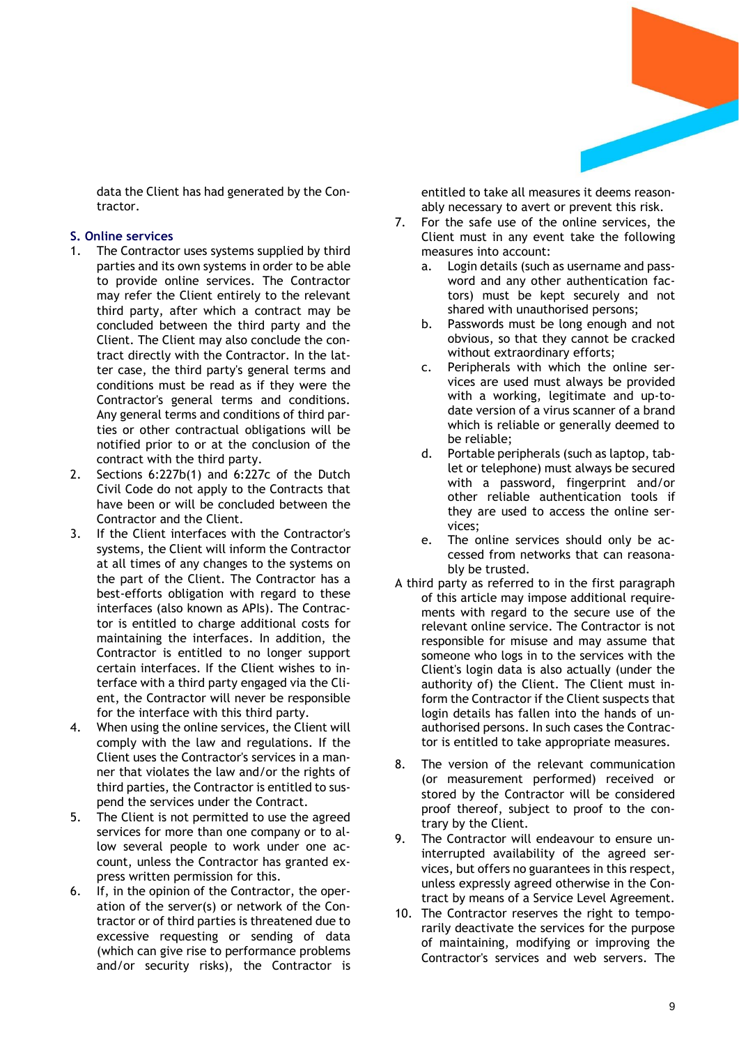data the Client has had generated by the Contractor.

## S. Online services

1. The Contractor uses systems supplied by third parties and its own systems in order to be able to provide online services. The Contractor may refer the Client entirely to the relevant third party, after which a contract may be concluded between the third party and the Client. The Client may also conclude the contract directly with the Contractor. In the latter case, the third party's general terms and conditions must be read as if they were the Contractor's general terms and conditions. Any general terms and conditions of third parties or other contractual obligations will be notified prior to or at the conclusion of the contract with the third party.
2. Sections 6:227b(1) and 6:227c of the Dutch Civil Code do not apply to the Contracts that have been or will be concluded between the Contractor and the Client.
3. If the Client interfaces with the Contractor's systems, the Client will inform the Contractor at all times of any changes to the systems on the part of the Client. The Contractor has a best-efforts obligation with regard to these interfaces (also known as APIs). The Contractor is entitled to charge additional costs for maintaining the interfaces. In addition, the Contractor is entitled to no longer support certain interfaces. If the Client wishes to interface with a third party engaged via the Client, the Contractor will never be responsible for the interface with this third party.
4. When using the online services, the Client will comply with the law and regulations. If the Client uses the Contractor's services in a manner that violates the law and/or the rights of third parties, the Contractor is entitled to suspend the services under the Contract.
5. The Client is not permitted to use the agreed services for more than one company or to allow several people to work under one account, unless the Contractor has granted express written permission for this.
6. If, in the opinion of the Contractor, the operation of the server(s) or network of the Contractor or of third parties is threatened due to excessive requesting or sending of data (which can give rise to performance problems and/or security risks), the Contractor is entitled to take all measures it deems reasonably necessary to avert or prevent this risk.
7. For the safe use of the online services, the Client must in any event take the following measures into account:
   a. Login details (such as username and password and any other authentication factors) must be kept securely and not shared with unauthorised persons;
   b. Passwords must be long enough and not obvious, so that they cannot be cracked without extraordinary efforts;
   c. Peripherals with which the online services are used must always be provided with a working, legitimate and up-to-date version of a virus scanner of a brand which is reliable or generally deemed to be reliable;
   d. Portable peripherals (such as laptop, tablet or telephone) must always be secured with a password, fingerprint and/or other reliable authentication tools if they are used to access the online services;
   e. The online services should only be accessed from networks that can reasonably be trusted.

   A third party as referred to in the first paragraph of this article may impose additional requirements with regard to the secure use of the relevant online service. The Contractor is not responsible for misuse and may assume that someone who logs in to the services with the Client's login data is also actually (under the authority of) the Client. The Client must inform the Contractor if the Client suspects that login details has fallen into the hands of unauthorised persons. In such cases the Contractor is entitled to take appropriate measures.
8. The version of the relevant communication (or measurement performed) received or stored by the Contractor will be considered proof thereof, subject to proof to the contrary by the Client.
9. The Contractor will endeavour to ensure uninterrupted availability of the agreed services, but offers no guarantees in this respect, unless expressly agreed otherwise in the Contract by means of a Service Level Agreement.
10. The Contractor reserves the right to temporarily deactivate the services for the purpose of maintaining, modifying or improving the Contractor's services and web servers. The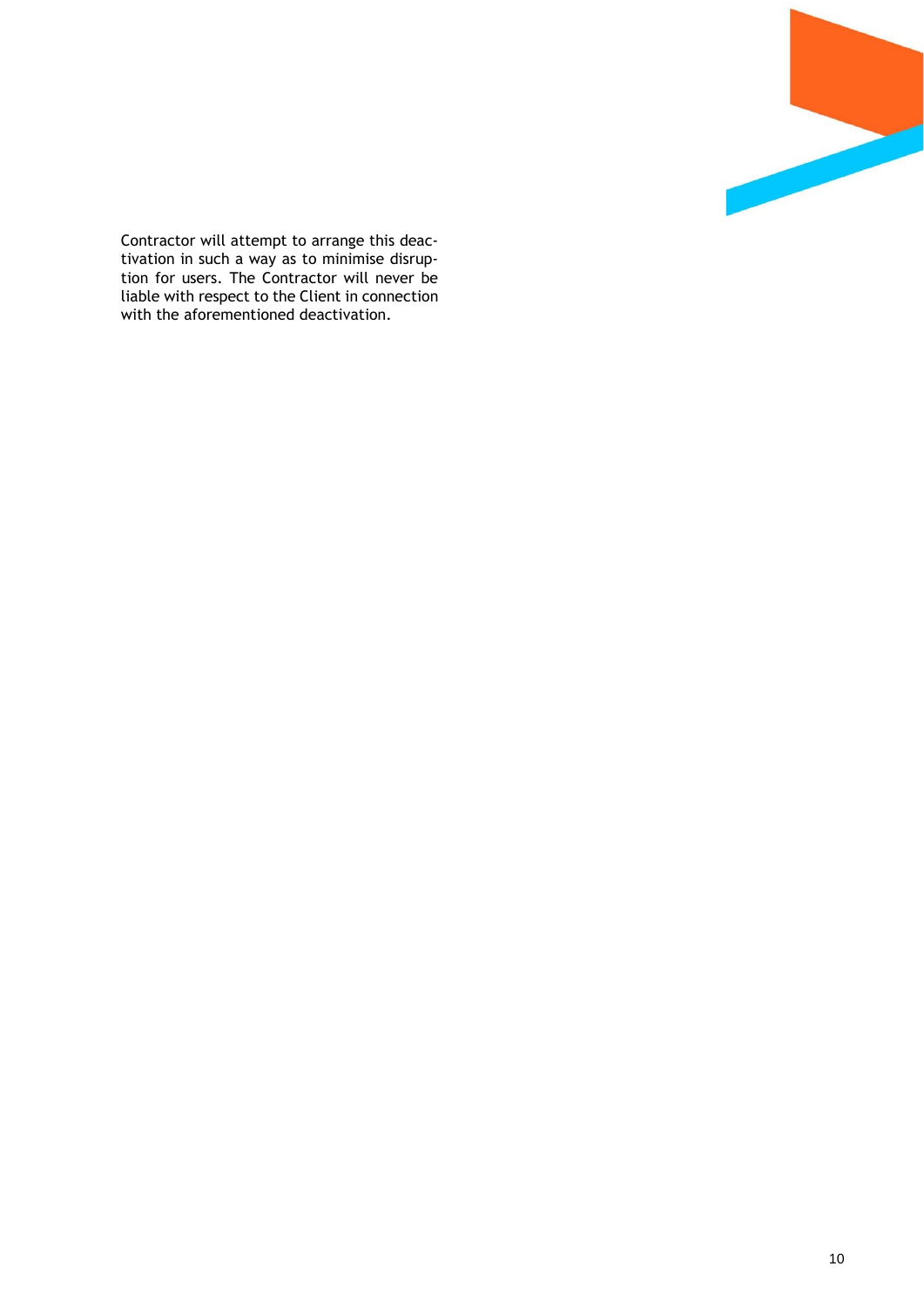Contractor will attempt to arrange this deactivation in such a way as to minimise disruption for users. The Contractor will never be liable with respect to the Client in connection with the aforementioned deactivation.